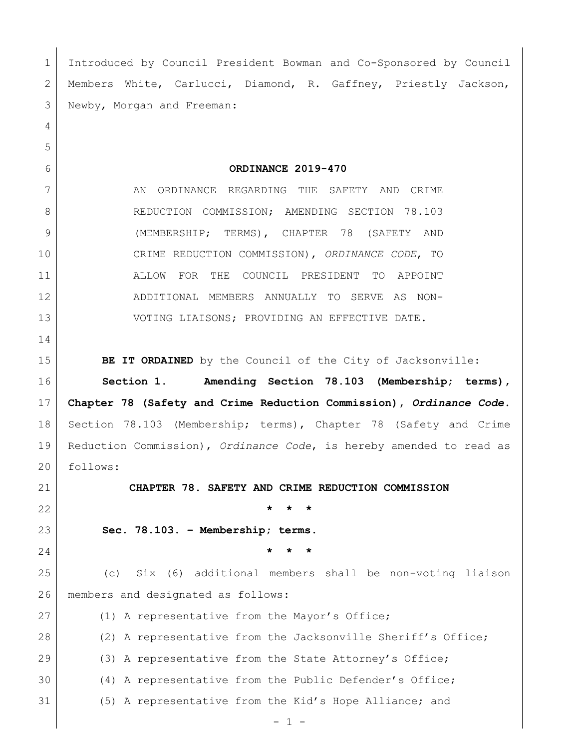Introduced by Council President Bowman and Co-Sponsored by Council Members White, Carlucci, Diamond, R. Gaffney, Priestly Jackson, Newby, Morgan and Freeman:

**ORDINANCE 2019-470**

AN ORDINANCE REGARDING THE SAFETY AND CRIME REDUCTION COMMISSION; AMENDING SECTION 78.103 (MEMBERSHIP; TERMS), CHAPTER 78 (SAFETY AND CRIME REDUCTION COMMISSION), *ORDINANCE CODE*, TO ALLOW FOR THE COUNCIL PRESIDENT TO APPOINT ADDITIONAL MEMBERS ANNUALLY TO SERVE AS NON-VOTING LIAISONS; PROVIDING AN EFFECTIVE DATE.

**BE IT ORDAINED** by the Council of the City of Jacksonville:

**Section 1. Amending Section 78.103 (Membership; terms), Chapter 78 (Safety and Crime Reduction Commission), *Ordinance Code*.** Section 78.103 (Membership; terms), Chapter 78 (Safety and Crime Reduction Commission), *Ordinance Code*, is hereby amended to read as follows:

**CHAPTER 78. SAFETY AND CRIME REDUCTION COMMISSION**

**\* \* \***

**Sec. 78.103. – Membership; terms.**

**\* \* \***

(c) Six (6) additional members shall be non-voting liaison members and designated as follows:

(1) A representative from the Mayor's Office;

(2) A representative from the Jacksonville Sheriff's Office;

(3) A representative from the State Attorney's Office;

(4) A representative from the Public Defender's Office;

(5) A representative from the Kid's Hope Alliance; and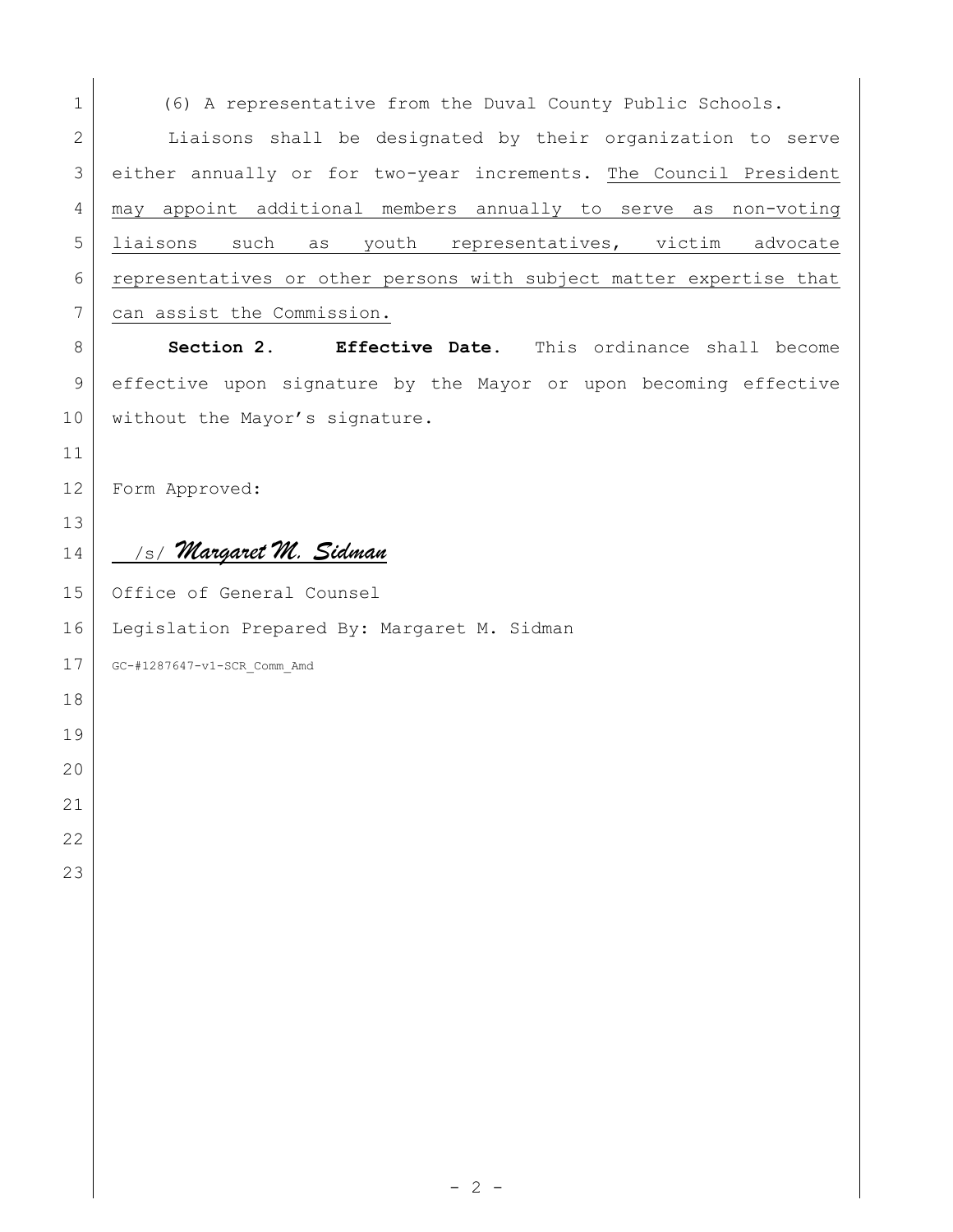(6) A representative from the Duval County Public Schools.

Liaisons shall be designated by their organization to serve either annually or for two-year increments. <u>The Council President may appoint additional members annually to serve as non-voting liaisons such as youth representatives, victim advocate representatives or other persons with subject matter expertise that can assist the Commission.</u>

**Section 2. Effective Date.** This ordinance shall become effective upon signature by the Mayor or upon becoming effective without the Mayor's signature.

Form Approved:

/s/ *Margaret M. Sidman*

Office of General Counsel

Legislation Prepared By: Margaret M. Sidman

GC-#1287647-v1-SCR_Comm_Amd